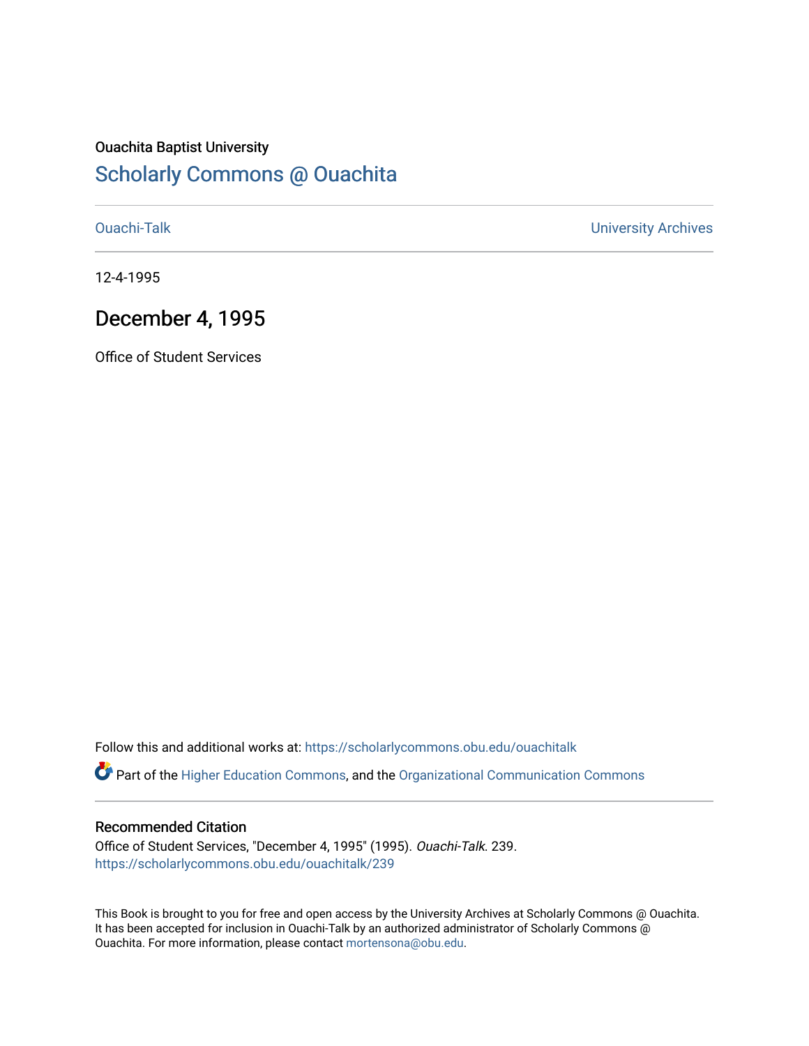Ouachita Baptist University

# Scholarly Commons @ Ouachita

Ouachi-Talk

University Archives

12-4-1995

## December 4, 1995

Office of Student Services

Follow this and additional works at: https://scholarlycommons.obu.edu/ouachitalk

Part of the Higher Education Commons, and the Organizational Communication Commons

### Recommended Citation

Office of Student Services, "December 4, 1995" (1995). *Ouachi-Talk*. 239.
https://scholarlycommons.obu.edu/ouachitalk/239

This Book is brought to you for free and open access by the University Archives at Scholarly Commons @ Ouachita. It has been accepted for inclusion in Ouachi-Talk by an authorized administrator of Scholarly Commons @ Ouachita. For more information, please contact mortensona@obu.edu.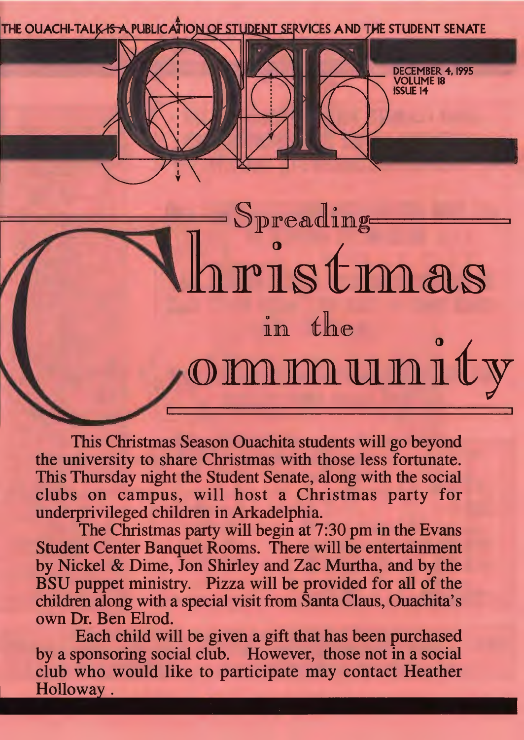THE OUACHI-TALK IS A PUBLICATION OF STUDENT SERVICES AND THE STUDENT SENATE

# OT

DECEMBER 4, 1995
VOLUME 18
ISSUE 14

# Spreading Christmas in the Community

This Christmas Season Ouachita students will go beyond the university to share Christmas with those less fortunate. This Thursday night the Student Senate, along with the social clubs on campus, will host a Christmas party for underprivileged children in Arkadelphia.

The Christmas party will begin at 7:30 pm in the Evans Student Center Banquet Rooms. There will be entertainment by Nickel & Dime, Jon Shirley and Zac Murtha, and by the BSU puppet ministry. Pizza will be provided for all of the children along with a special visit from Santa Claus, Ouachita's own Dr. Ben Elrod.

Each child will be given a gift that has been purchased by a sponsoring social club. However, those not in a social club who would like to participate may contact Heather Holloway .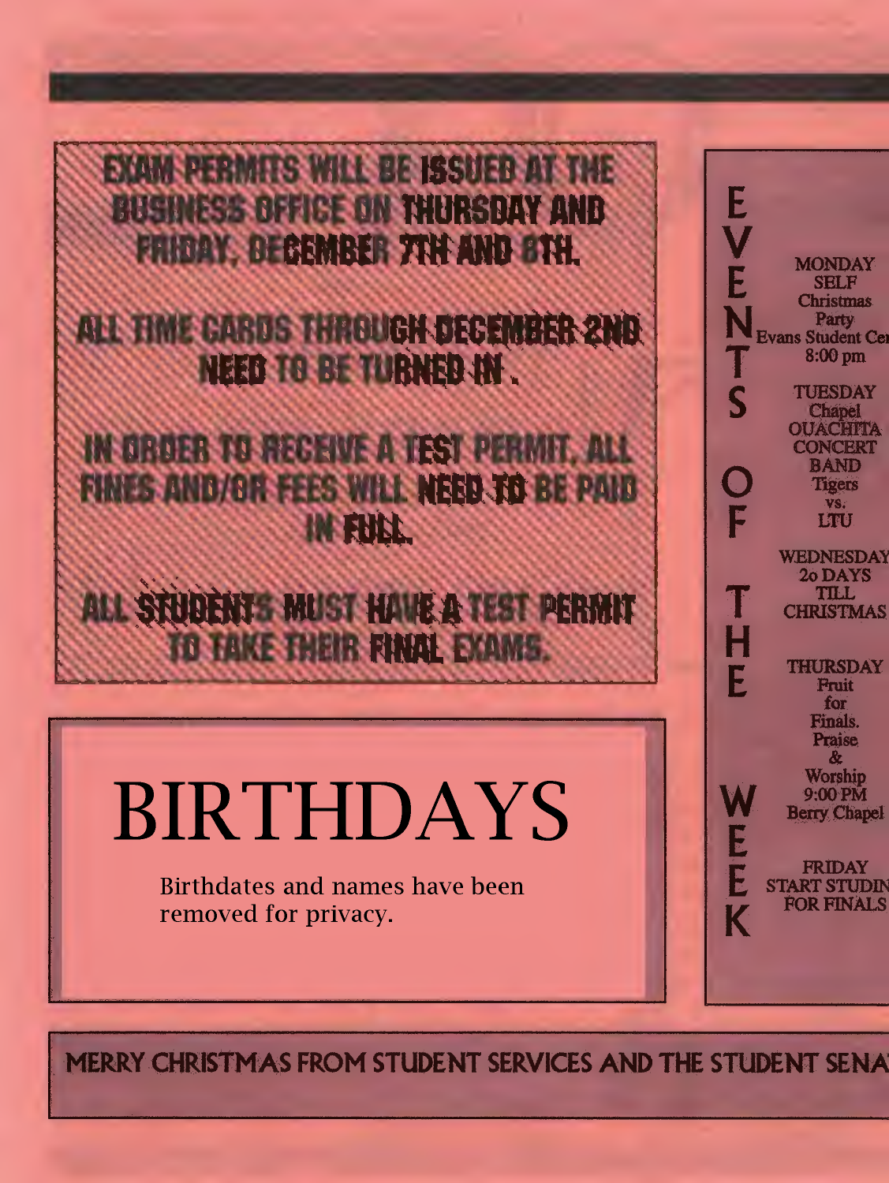EXAM PERMITS WILL BE ISSUED AT THE BUSINESS OFFICE ON THURSDAY AND FRIDAY, DECEMBER 7TH AND 8TH.

ALL TIME CARDS THROUGH DECEMBER 2ND NEED TO BE TURNED IN .

IN ORDER TO RECEIVE A TEST PERMIT, ALL FINES AND/OR FEES WILL NEED TO BE PAID IN FULL.

ALL STUDENTS MUST HAVE A TEST PERMIT TO TAKE THEIR FINAL EXAMS.

# BIRTHDAYS

Birthdates and names have been removed for privacy.

## EVENTS OF THE WEEK

MONDAY
SELF
Christmas
Party
Evans Student Cen
8:00 pm

TUESDAY
Chapel
OUACHITA
CONCERT
BAND
Tigers
vs.
LTU

WEDNESDAY
2o DAYS
TILL
CHRISTMAS

THURSDAY
Fruit
for
Finals.
Praise
&
Worship
9:00 PM
Berry Chapel

FRIDAY
START STUDIN
FOR FINALS

MERRY CHRISTMAS FROM STUDENT SERVICES AND THE STUDENT SENA